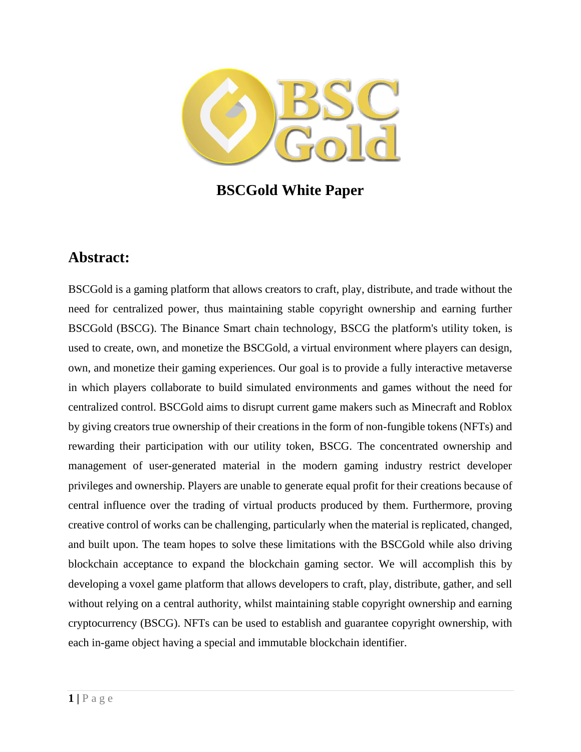# BSCGold White Paper

## Abstract:

BSCGold is a gaming platform that allows creators to craft, play, distribute, and trade without the need for centralized power, thus maintaining stable copyright ownership and earning further BSCGold (BSCG). The Binance Smart chain technology, BSCG the platform's utility token, is used to create, own, and monetize the BSCGold, a virtual environment where players can design, own, and monetize their gaming experiences. Our goal is to provide a fully interactive metaverse in which players collaborate to build simulated environments and games without the need for centralized control. BSCGold aims to disrupt current game makers such as Minecraft and Roblox by giving creators true ownership of their creations in the form of non-fungible tokens (NFTs) and rewarding their participation with our utility token, BSCG. The concentrated ownership and management of user-generated material in the modern gaming industry restrict developer privileges and ownership. Players are unable to generate equal profit for their creations because of central influence over the trading of virtual products produced by them. Furthermore, proving creative control of works can be challenging, particularly when the material is replicated, changed, and built upon. The team hopes to solve these limitations with the BSCGold while also driving blockchain acceptance to expand the blockchain gaming sector. We will accomplish this by developing a voxel game platform that allows developers to craft, play, distribute, gather, and sell without relying on a central authority, whilst maintaining stable copyright ownership and earning cryptocurrency (BSCG). NFTs can be used to establish and guarantee copyright ownership, with each in-game object having a special and immutable blockchain identifier.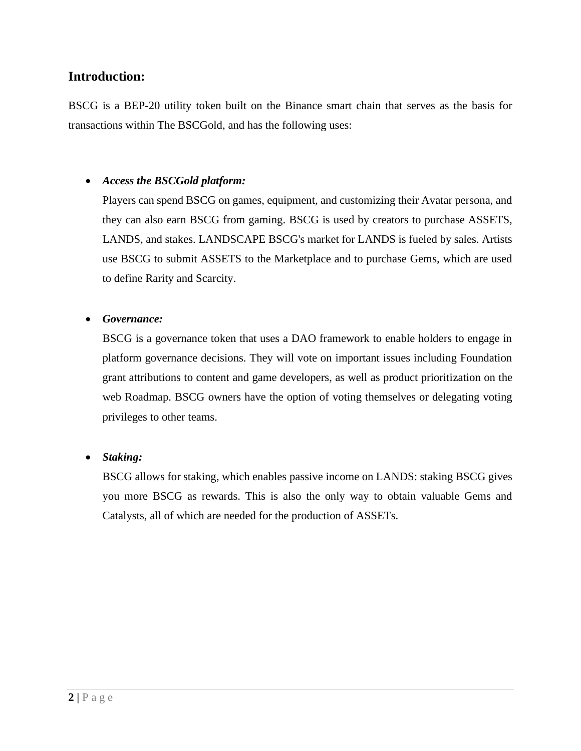## Introduction:

BSCG is a BEP-20 utility token built on the Binance smart chain that serves as the basis for transactions within The BSCGold, and has the following uses:

- ***Access the BSCGold platform:***
  Players can spend BSCG on games, equipment, and customizing their Avatar persona, and they can also earn BSCG from gaming. BSCG is used by creators to purchase ASSETS, LANDS, and stakes. LANDSCAPE BSCG's market for LANDS is fueled by sales. Artists use BSCG to submit ASSETS to the Marketplace and to purchase Gems, which are used to define Rarity and Scarcity.

- ***Governance:***
  BSCG is a governance token that uses a DAO framework to enable holders to engage in platform governance decisions. They will vote on important issues including Foundation grant attributions to content and game developers, as well as product prioritization on the web Roadmap. BSCG owners have the option of voting themselves or delegating voting privileges to other teams.

- ***Staking:***
  BSCG allows for staking, which enables passive income on LANDS: staking BSCG gives you more BSCG as rewards. This is also the only way to obtain valuable Gems and Catalysts, all of which are needed for the production of ASSETs.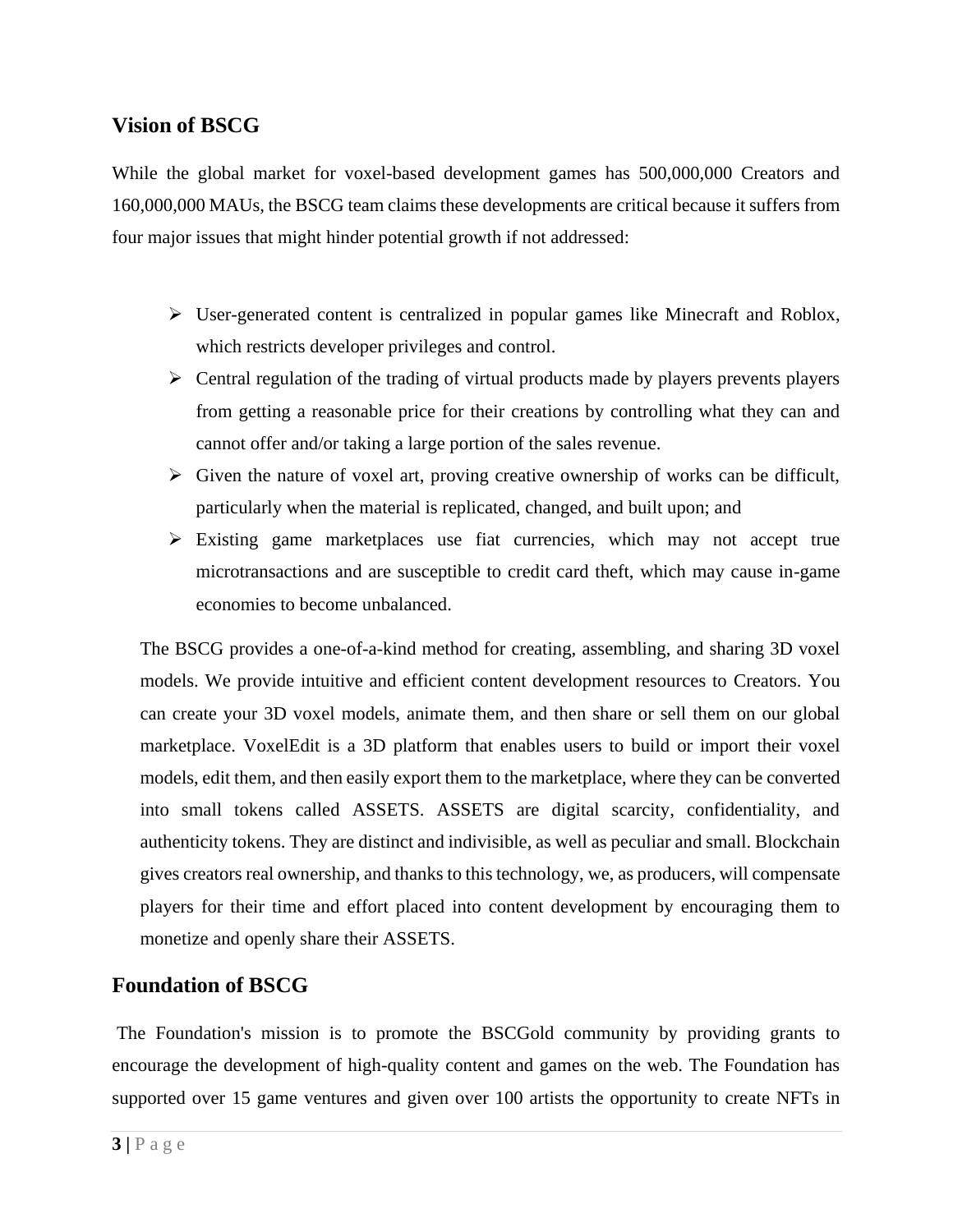## Vision of BSCG

While the global market for voxel-based development games has 500,000,000 Creators and 160,000,000 MAUs, the BSCG team claims these developments are critical because it suffers from four major issues that might hinder potential growth if not addressed:

- User-generated content is centralized in popular games like Minecraft and Roblox, which restricts developer privileges and control.
- Central regulation of the trading of virtual products made by players prevents players from getting a reasonable price for their creations by controlling what they can and cannot offer and/or taking a large portion of the sales revenue.
- Given the nature of voxel art, proving creative ownership of works can be difficult, particularly when the material is replicated, changed, and built upon; and
- Existing game marketplaces use fiat currencies, which may not accept true microtransactions and are susceptible to credit card theft, which may cause in-game economies to become unbalanced.

The BSCG provides a one-of-a-kind method for creating, assembling, and sharing 3D voxel models. We provide intuitive and efficient content development resources to Creators. You can create your 3D voxel models, animate them, and then share or sell them on our global marketplace. VoxelEdit is a 3D platform that enables users to build or import their voxel models, edit them, and then easily export them to the marketplace, where they can be converted into small tokens called ASSETS. ASSETS are digital scarcity, confidentiality, and authenticity tokens. They are distinct and indivisible, as well as peculiar and small. Blockchain gives creators real ownership, and thanks to this technology, we, as producers, will compensate players for their time and effort placed into content development by encouraging them to monetize and openly share their ASSETS.

## Foundation of BSCG

The Foundation's mission is to promote the BSCGold community by providing grants to encourage the development of high-quality content and games on the web. The Foundation has supported over 15 game ventures and given over 100 artists the opportunity to create NFTs in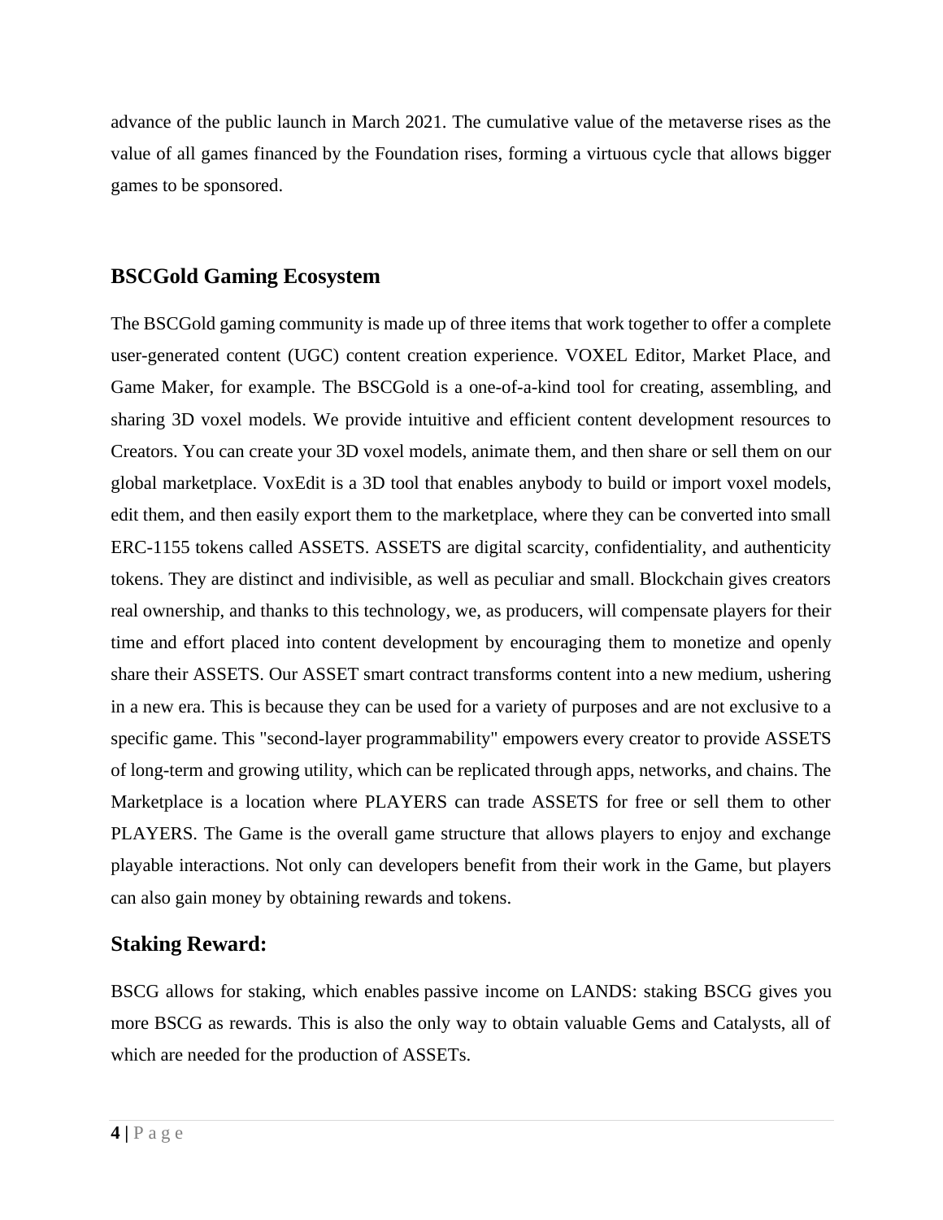advance of the public launch in March 2021. The cumulative value of the metaverse rises as the value of all games financed by the Foundation rises, forming a virtuous cycle that allows bigger games to be sponsored.

## BSCGold Gaming Ecosystem

The BSCGold gaming community is made up of three items that work together to offer a complete user-generated content (UGC) content creation experience. VOXEL Editor, Market Place, and Game Maker, for example. The BSCGold is a one-of-a-kind tool for creating, assembling, and sharing 3D voxel models. We provide intuitive and efficient content development resources to Creators. You can create your 3D voxel models, animate them, and then share or sell them on our global marketplace. VoxEdit is a 3D tool that enables anybody to build or import voxel models, edit them, and then easily export them to the marketplace, where they can be converted into small ERC-1155 tokens called ASSETS. ASSETS are digital scarcity, confidentiality, and authenticity tokens. They are distinct and indivisible, as well as peculiar and small. Blockchain gives creators real ownership, and thanks to this technology, we, as producers, will compensate players for their time and effort placed into content development by encouraging them to monetize and openly share their ASSETS. Our ASSET smart contract transforms content into a new medium, ushering in a new era. This is because they can be used for a variety of purposes and are not exclusive to a specific game. This "second-layer programmability" empowers every creator to provide ASSETS of long-term and growing utility, which can be replicated through apps, networks, and chains. The Marketplace is a location where PLAYERS can trade ASSETS for free or sell them to other PLAYERS. The Game is the overall game structure that allows players to enjoy and exchange playable interactions. Not only can developers benefit from their work in the Game, but players can also gain money by obtaining rewards and tokens.

## Staking Reward:

BSCG allows for staking, which enables passive income on LANDS: staking BSCG gives you more BSCG as rewards. This is also the only way to obtain valuable Gems and Catalysts, all of which are needed for the production of ASSETs.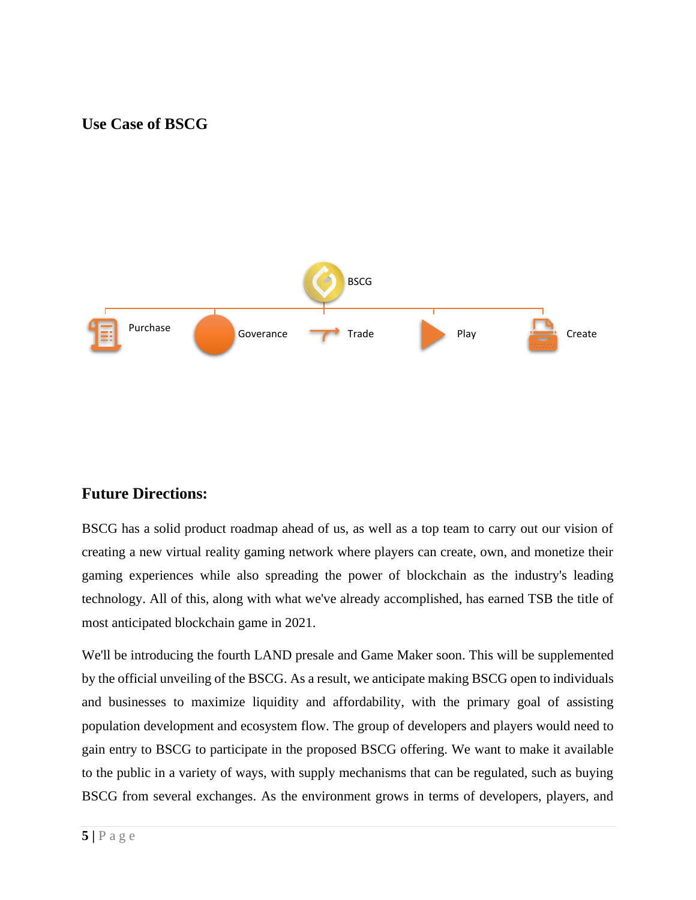**Use Case of BSCG**

BSCG

Purchase

Goverance

Trade

Play

Create

**Future Directions:**

BSCG has a solid product roadmap ahead of us, as well as a top team to carry out our vision of creating a new virtual reality gaming network where players can create, own, and monetize their gaming experiences while also spreading the power of blockchain as the industry's leading technology. All of this, along with what we've already accomplished, has earned TSB the title of most anticipated blockchain game in 2021.

We'll be introducing the fourth LAND presale and Game Maker soon. This will be supplemented by the official unveiling of the BSCG. As a result, we anticipate making BSCG open to individuals and businesses to maximize liquidity and affordability, with the primary goal of assisting population development and ecosystem flow. The group of developers and players would need to gain entry to BSCG to participate in the proposed BSCG offering. We want to make it available to the public in a variety of ways, with supply mechanisms that can be regulated, such as buying BSCG from several exchanges. As the environment grows in terms of developers, players, and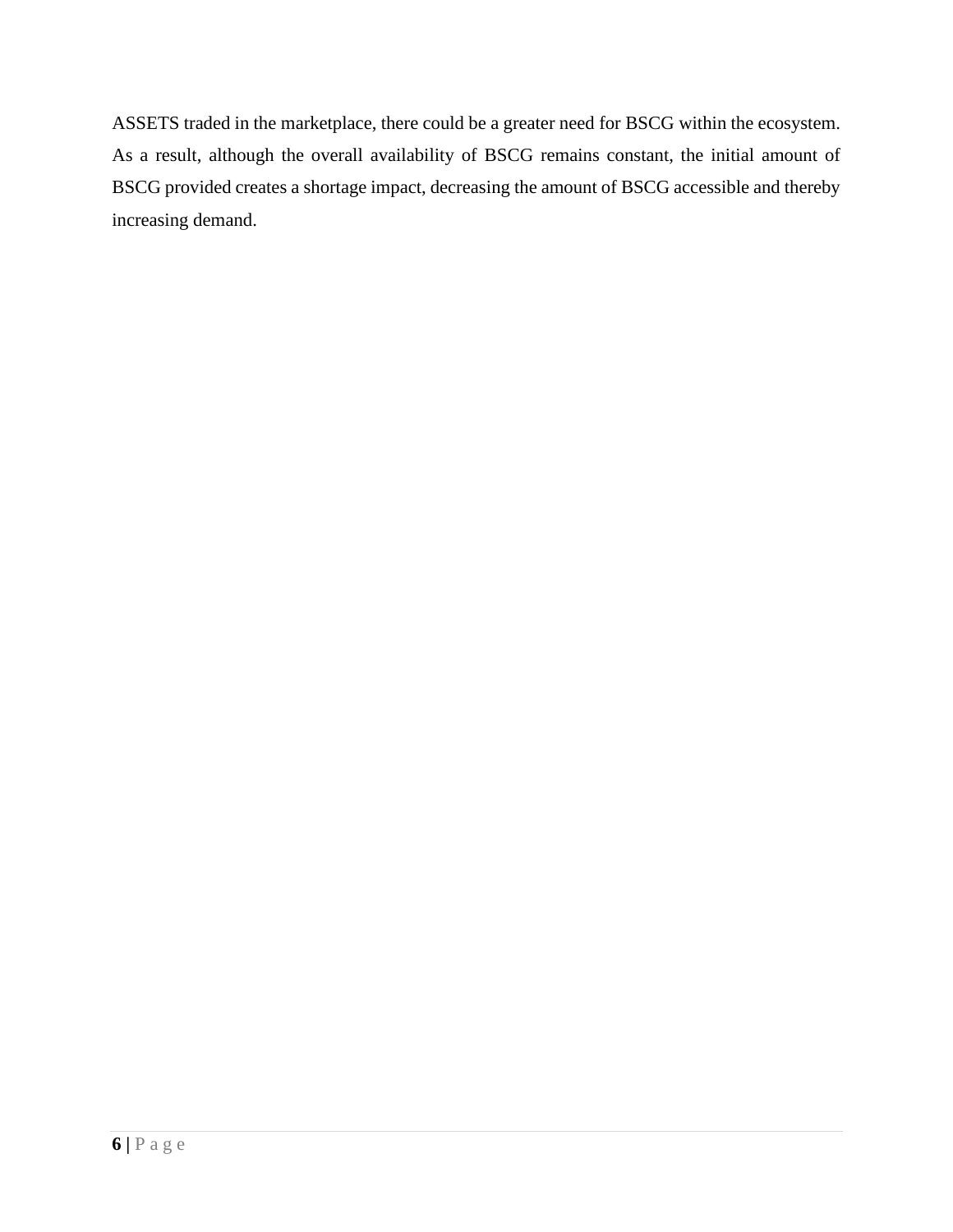ASSETS traded in the marketplace, there could be a greater need for BSCG within the ecosystem. As a result, although the overall availability of BSCG remains constant, the initial amount of BSCG provided creates a shortage impact, decreasing the amount of BSCG accessible and thereby increasing demand.